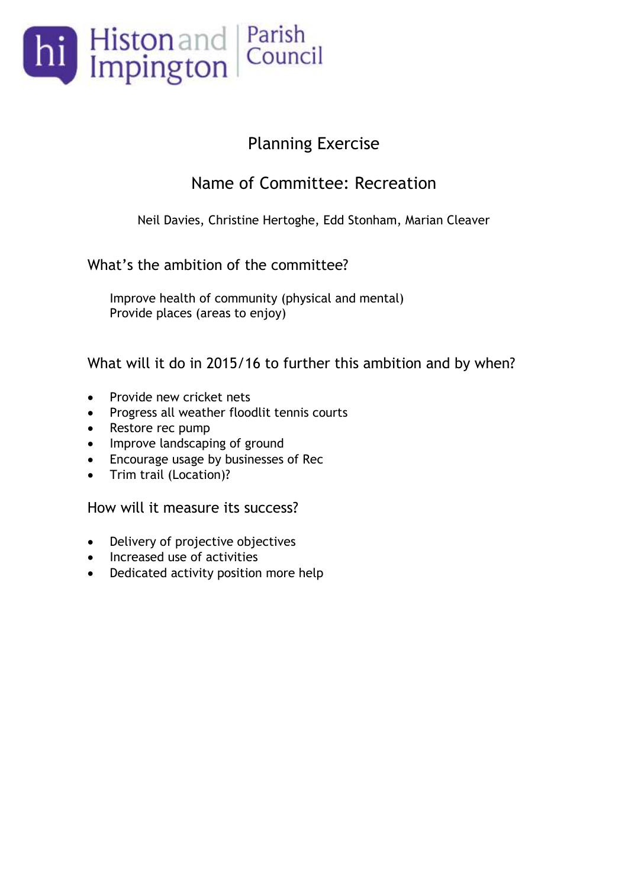Histon and Impington Parish Council

# Planning Exercise

## Name of Committee: Recreation

Neil Davies, Christine Hertoghe, Edd Stonham, Marian Cleaver

### What's the ambition of the committee?

Improve health of community (physical and mental)
Provide places (areas to enjoy)

### What will it do in 2015/16 to further this ambition and by when?

- Provide new cricket nets
- Progress all weather floodlit tennis courts
- Restore rec pump
- Improve landscaping of ground
- Encourage usage by businesses of Rec
- Trim trail (Location)?

### How will it measure its success?

- Delivery of projective objectives
- Increased use of activities
- Dedicated activity position more help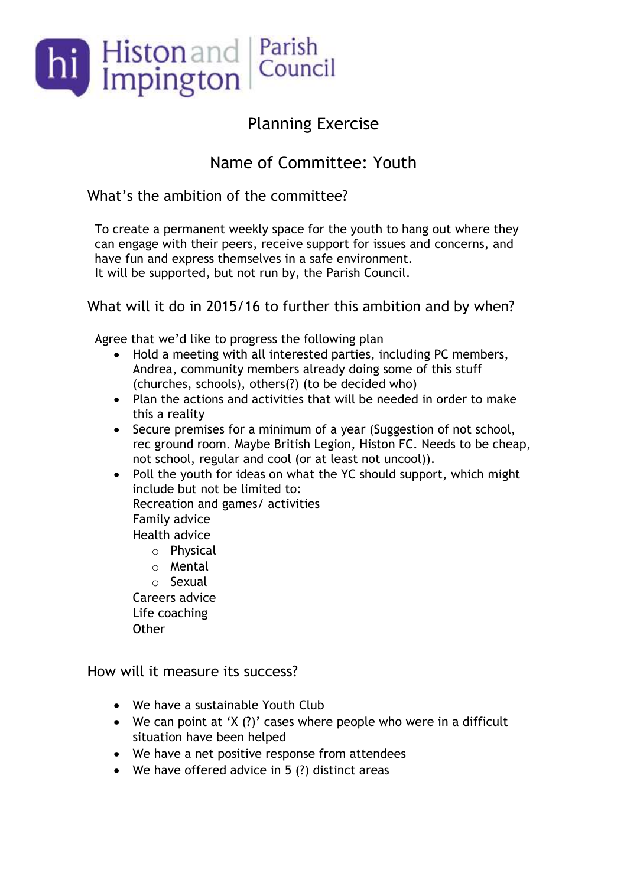# Planning Exercise

## Name of Committee: Youth

### What's the ambition of the committee?

To create a permanent weekly space for the youth to hang out where they can engage with their peers, receive support for issues and concerns, and have fun and express themselves in a safe environment.
It will be supported, but not run by, the Parish Council.

### What will it do in 2015/16 to further this ambition and by when?

Agree that we'd like to progress the following plan

- Hold a meeting with all interested parties, including PC members, Andrea, community members already doing some of this stuff (churches, schools), others(?) (to be decided who)
- Plan the actions and activities that will be needed in order to make this a reality
- Secure premises for a minimum of a year (Suggestion of not school, rec ground room. Maybe British Legion, Histon FC. Needs to be cheap, not school, regular and cool (or at least not uncool)).
- Poll the youth for ideas on what the YC should support, which might include but not be limited to:
  Recreation and games/ activities
  Family advice
  Health advice
    - Physical
    - Mental
    - Sexual

  Careers advice
  Life coaching
  Other

### How will it measure its success?

- We have a sustainable Youth Club
- We can point at 'X (?)' cases where people who were in a difficult situation have been helped
- We have a net positive response from attendees
- We have offered advice in 5 (?) distinct areas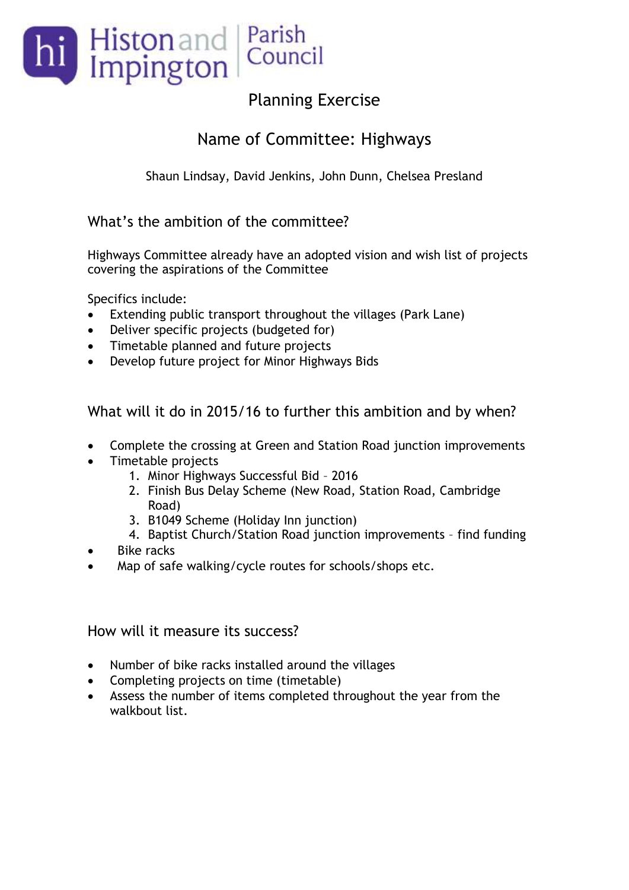Histon and Impington Parish Council

# Planning Exercise

## Name of Committee: Highways

Shaun Lindsay, David Jenkins, John Dunn, Chelsea Presland

### What's the ambition of the committee?

Highways Committee already have an adopted vision and wish list of projects covering the aspirations of the Committee

Specifics include:

- Extending public transport throughout the villages (Park Lane)
- Deliver specific projects (budgeted for)
- Timetable planned and future projects
- Develop future project for Minor Highways Bids

### What will it do in 2015/16 to further this ambition and by when?

- Complete the crossing at Green and Station Road junction improvements
- Timetable projects
  1. Minor Highways Successful Bid – 2016
  2. Finish Bus Delay Scheme (New Road, Station Road, Cambridge Road)
  3. B1049 Scheme (Holiday Inn junction)
  4. Baptist Church/Station Road junction improvements – find funding
- Bike racks
- Map of safe walking/cycle routes for schools/shops etc.

### How will it measure its success?

- Number of bike racks installed around the villages
- Completing projects on time (timetable)
- Assess the number of items completed throughout the year from the walkbout list.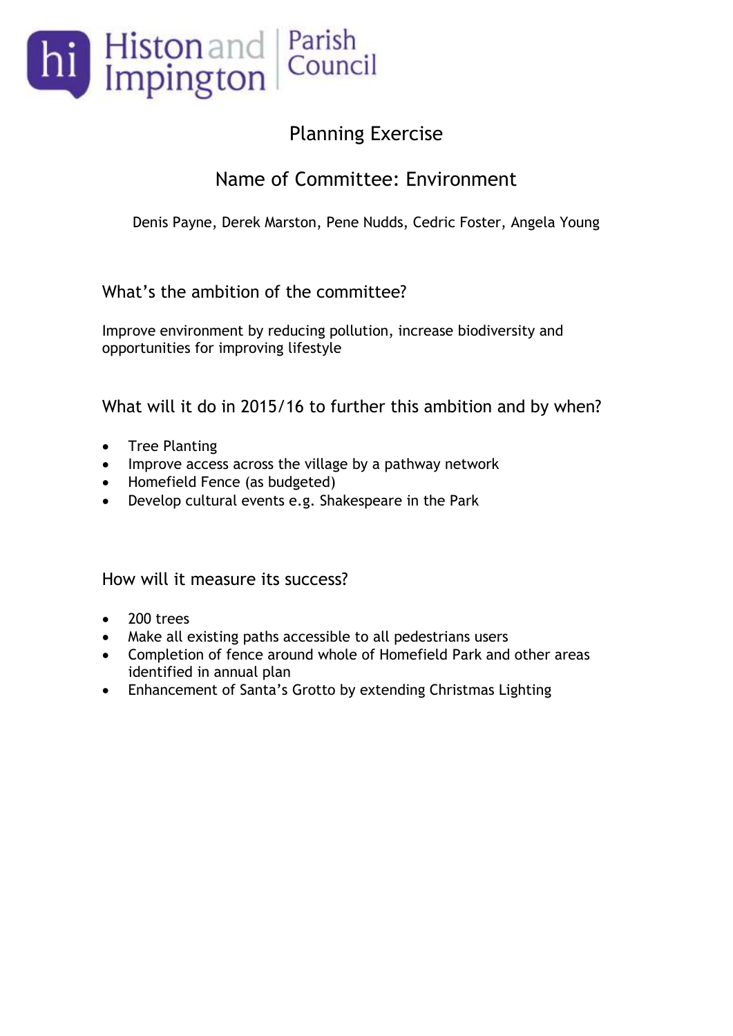Histon and Impington Parish Council

# Planning Exercise

## Name of Committee: Environment

Denis Payne, Derek Marston, Pene Nudds, Cedric Foster, Angela Young

### What's the ambition of the committee?

Improve environment by reducing pollution, increase biodiversity and opportunities for improving lifestyle

### What will it do in 2015/16 to further this ambition and by when?

- Tree Planting
- Improve access across the village by a pathway network
- Homefield Fence (as budgeted)
- Develop cultural events e.g. Shakespeare in the Park

### How will it measure its success?

- 200 trees
- Make all existing paths accessible to all pedestrians users
- Completion of fence around whole of Homefield Park and other areas identified in annual plan
- Enhancement of Santa's Grotto by extending Christmas Lighting